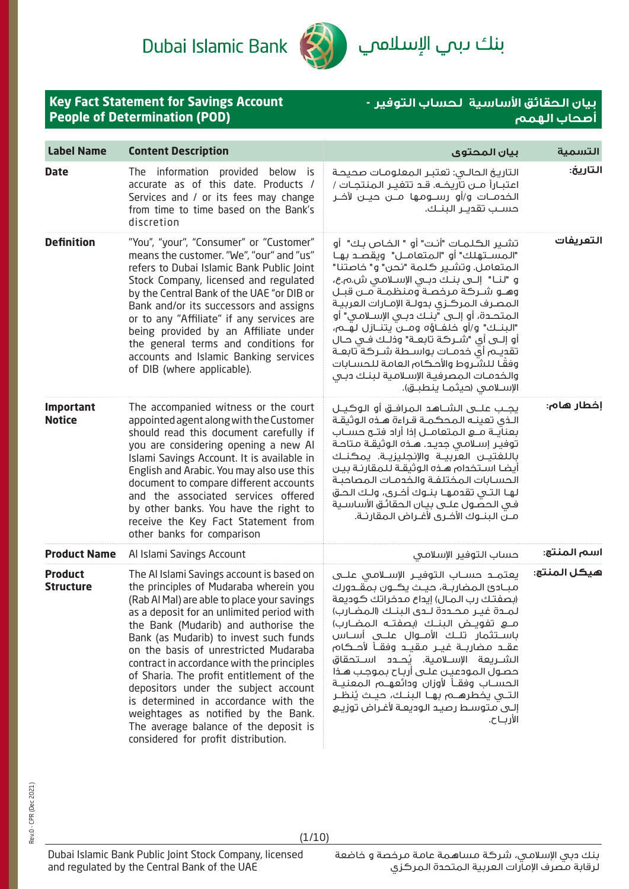Dubai Islamic Bank — بنك دبي الإسلامي

## Key Fact Statement for Savings Account People of Determination (POD)

## بيان الحقائق الأساسية لحساب التوفير - أصحاب الهمم

| Label Name | Content Description | بيان المحتوى | التسمية |
|---|---|---|---|
| **Date** | The information provided below is accurate as of this date. Products / Services and / or its fees may change from time to time based on the Bank's discretion | التاريخ الحالي: تعتبر المعلومات صحيحة اعتباراً من تاريخه. قد تتغير المنتجات / الخدمات و/أو رسومها من حين لآخر حسب تقدير البنك. | **التاريخ:** |
| **Definition** | "You", "your", "Consumer" or "Customer" means the customer. "We", "our" and "us" refers to Dubai Islamic Bank Public Joint Stock Company, licensed and regulated by the Central Bank of the UAE "or DIB or Bank and/or its successors and assigns or to any "Affiliate" if any services are being provided by an Affiliate under the general terms and conditions for accounts and Islamic Banking services of DIB (where applicable). | تشير الكلمات "أنت" أو " الخاص بك" أو "المستهلك" أو "المتعامل" ويقصد بها المتعامل. وتشير كلمة "نحن" و" خاصتنا" و "لنا" إلى بنك دبي الإسلامي ش.م.ع، وهو شركة مرخصة ومنظمة من قبل المصرف المركزي بدولة الإمارات العربية المتحدة، أو إلى "بنك دبي الإسلامي" أو "البنك" و/أو خلفاؤه ومن يتنازل لهم، أو إلى أي "شركة تابعة" وذلك في حال تقديم أي خدمات بواسطة شركة تابعة وفقاً للشروط والأحكام العامة للحسابات والخدمات المصرفية الإسلامية لبنك دبي الإسلامي (حيثما ينطبق). | **التعريفات** |
| **Important Notice** | The accompanied witness or the court appointed agent along with the Customer should read this document carefully if you are considering opening a new Al Islami Savings Account. It is available in English and Arabic. You may also use this document to compare different accounts and the associated services offered by other banks. You have the right to receive the Key Fact Statement from other banks for comparison | يجب على الشاهد المرافق أو الوكيل الذي تعينه المحكمة قراءة هذه الوثيقة بعناية مع المتعامل إذا أراد فتح حساب توفير إسلامي جديد. هذه الوثيقة متاحة باللغتين العربية والإنجليزية. يمكنك أيضا استخدام هذه الوثيقة للمقارنة بين الحسابات المختلفة والخدمات المصاحبة لها التي تقدمها بنوك أخرى، ولك الحق في الحصول على بيان الحقائق الأساسية من البنوك الأخرى لأغراض المقارنة. | **إخطار هام:** |
| **Product Name** | Al Islami Savings Account | حساب التوفير الإسلامي | **اسم المنتج:** |
| **Product Structure** | The Al Islami Savings account is based on the principles of Mudaraba wherein you (Rab Al Mal) are able to place your savings as a deposit for an unlimited period with the Bank (Mudarib) and authorise the Bank (as Mudarib) to invest such funds on the basis of unrestricted Mudaraba contract in accordance with the principles of Sharia. The profit entitlement of the depositors under the subject account is determined in accordance with the weightages as notified by the Bank. The average balance of the deposit is considered for profit distribution. | يعتمد حساب التوفير الإسلامي على مبادئ المضاربة، حيث يكون بمقدورك (بصفتك رب المال) إيداع مدخراتك كوديعة لمدة غير محددة لدى البنك (المضارب) مع تفويض البنك (بصفته المضارب) باستثمار تلك الأموال على أساس عقد مضاربة غير مقيد وفقاً لأحكام الشريعة الإسلامية. يُحدد استحقاق حصول المودعين على أرباح بموجب هذا الحساب وفقاً لأوزان ودائعهم المعنية التي يخطرهم بها البنك، حيث يُنظر إلى متوسط رصيد الوديعة لأغراض توزيع الأرباح. | **هيكل المنتج:** |

Rev.0 - CPR (Dec 2021)

Dubai Islamic Bank Public Joint Stock Company, licensed and regulated by the Central Bank of the UAE

بنك دبي الإسلامي، شركة مساهمة عامة مرخصة و خاضعة لرقابة مصرف الإمارات العربية المتحدة المركزي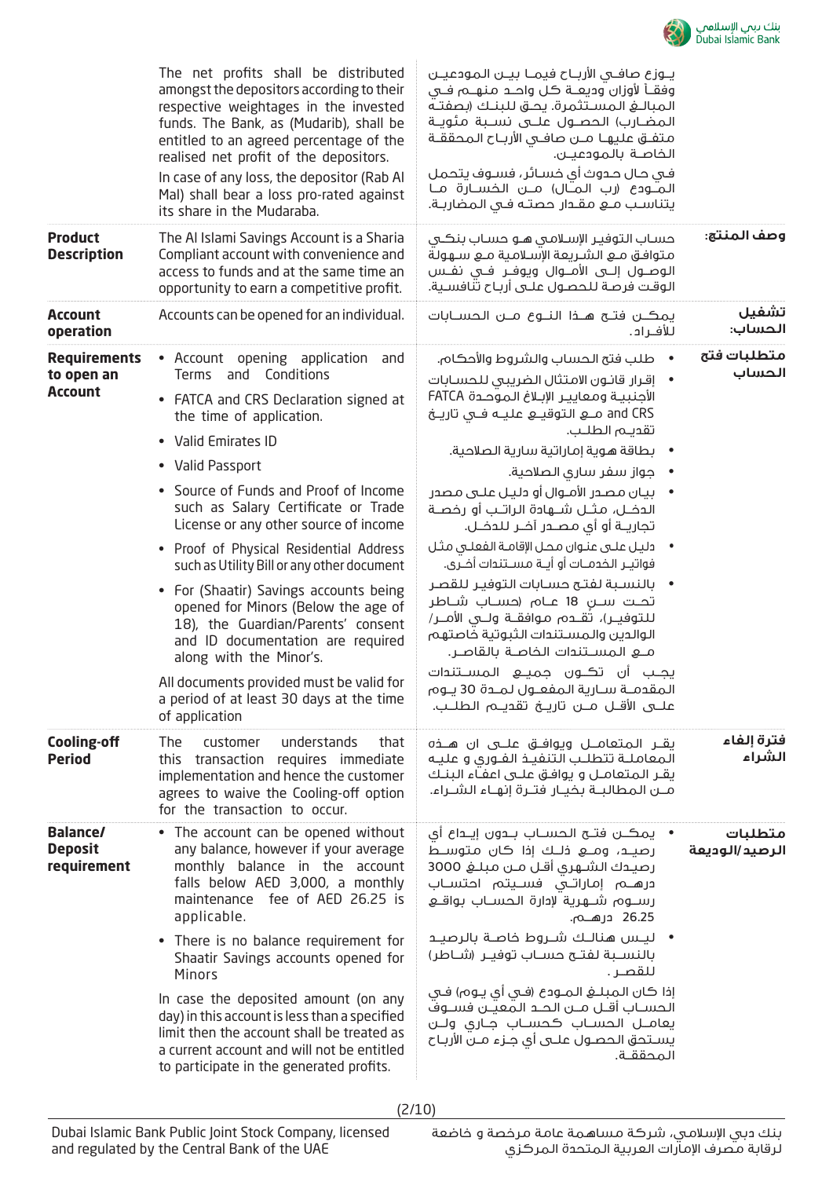| | | | |
|---|---|---|---|
| | The net profits shall be distributed amongst the depositors according to their respective weightages in the invested funds. The Bank, as (Mudarib), shall be entitled to an agreed percentage of the realised net profit of the depositors.<br><br>In case of any loss, the depositor (Rab Al Mal) shall bear a loss pro-rated against its share in the Mudaraba. | يـوزع صافـي الأربـاح فيمـا بيـن المودعيـن وفقـاً لأوزان وديعـة كل واحـد منهـم فـي المبالـغ المسـتثمرة. يحـق للبنـك (بصفتـه المضـارب) الحصـول علـى نسـبة مئويـة متفـق عليهـا مـن صافـي الأربـاح المحققـة الخاصـة بالمودعيـن.<br><br>فـي حال حـدوث أي خسائر، فسـوف يتحمل المـودع (رب المـال) مـن الخسـارة مـا يتناسـب مـع مقـدار حصتـه فـي المضاربـة. | |
| **Product Description** | The Al Islami Savings Account is a Sharia Compliant account with convenience and access to funds and at the same time an opportunity to earn a competitive profit. | حساب التوفيـر الإسـلامي هـو حسـاب بنكـي متوافـق مـع الشـريعة الإسـلامية مـع سـهولة الوصـول إلـى الأمـوال ويوفـر فـي نفـس الوقـت فرصـة للحصـول علـى أربـاح تنافسـية. | **وصف المنتج:** |
| **Account operation** | Accounts can be opened for an individual. | يمكـن فتـح هـذا النـوع مـن الحسـابات للأفـراد. | **تشغيل الحساب:** |
| **Requirements to open an Account** | • Account opening application and Terms and Conditions<br>• FATCA and CRS Declaration signed at the time of application.<br>• Valid Emirates ID<br>• Valid Passport<br>• Source of Funds and Proof of Income such as Salary Certificate or Trade License or any other source of income<br>• Proof of Physical Residential Address such as Utility Bill or any other document<br>• For (Shaatir) Savings accounts being opened for Minors (Below the age of 18), the Guardian/Parents' consent and ID documentation are required along with the Minor's.<br><br>All documents provided must be valid for a period of at least 30 days at the time of application | • طلب فتح الحساب والشروط والأحكام.<br>• إقرار قانـون الامتثال الضريبي للحسـابات الأجنبيـة ومعاييـر الإبـلاغ الموحـدة FATCA and CRS مـع التوقيـع عليـه فـي تاريـخ تقديـم الطلـب.<br>• بطاقة هوية إماراتية سارية الصلاحية.<br>• جواز سفر ساري الصلاحية.<br>• بيـان مصـدر الأمـوال أو دليـل علـى مصدر الدخـل، مثـل شـهادة الراتـب أو رخصـة تجاريـة أو أي مصـدر آخـر للدخـل.<br>• دليل علـى عنوان محل الإقامة الفعلـي مثل فواتيـر الخدمـات أو أيـة مسـتندات أخـرى.<br>• بالنسـبة لفتـح حسـابات التوفيـر للقصـر تحـت سـن 18 عـام (حسـاب شـاطر للتوفيـر)، تقـدم موافقـة ولـي الأمـر/ الوالديـن والمسـتندات الثبوتية خاصتهـم مـع المسـتندات الخاصـة بالقاصـر.<br><br>يجـب أن تكـون جميـع المسـتندات المقدمـة سـارية المفعـول لمـدة 30 يـوم علـى الأقـل مـن تاريـخ تقديـم الطلـب. | **متطلبات فتح الحساب** |
| **Cooling-off Period** | The customer understands that this transaction requires immediate implementation and hence the customer agrees to waive the Cooling-off option for the transaction to occur. | يقـر المتعامـل ويوافـق علـى ان هـذه المعاملـة تتطلـب التنفيـذ الفـوري و عليـه يقـر المتعامـل و يوافـق علـى اعفـاء البنـك مـن المطالبـة بخيـار فتـرة إنهـاء الشـراء. | **فترة إلغاء الشراء** |
| **Balance/ Deposit requirement** | • The account can be opened without any balance, however if your average monthly balance in the account falls below AED 3,000, a monthly maintenance fee of AED 26.25 is applicable.<br>• There is no balance requirement for Shaatir Savings accounts opened for Minors<br><br>In case the deposited amount (on any day) in this account is less than a specified limit then the account shall be treated as a current account and will not be entitled to participate in the generated profits. | • يمكـن فتـح الحسـاب بـدون إيـداع أي رصيـد، ومـع ذلـك إذا كان متوسـط رصيدك الشـهري أقل من مبلـغ 3000 درهـم إماراتـي فسـيتم احتسـاب رسـوم شـهرية لإدارة الحسـاب بواقـع 26.25 درهـم.<br>• ليـس هنالـك شـروط خاصـة بالرصيـد بالنسـبة لفتـح حسـاب توفيـر (شـاطر) للقصـر.<br><br>إذا كان المبلـغ المـودع (فـي أي يـوم) فـي الحسـاب أقـل مـن الحـد المعيـن فسـوف يعامـل الحسـاب كحسـاب جـاري ولـن يسـتحق الحصـول علـى أي جـزء مـن الأربـاح المحققـة. | **متطلبات الرصيد/الوديعة** |

Dubai Islamic Bank Public Joint Stock Company, licensed and regulated by the Central Bank of the UAE

بنك دبي الإسلامي، شركة مساهمة عامة مرخصة و خاضعة لرقابة مصرف الإمارات العربية المتحدة المركزي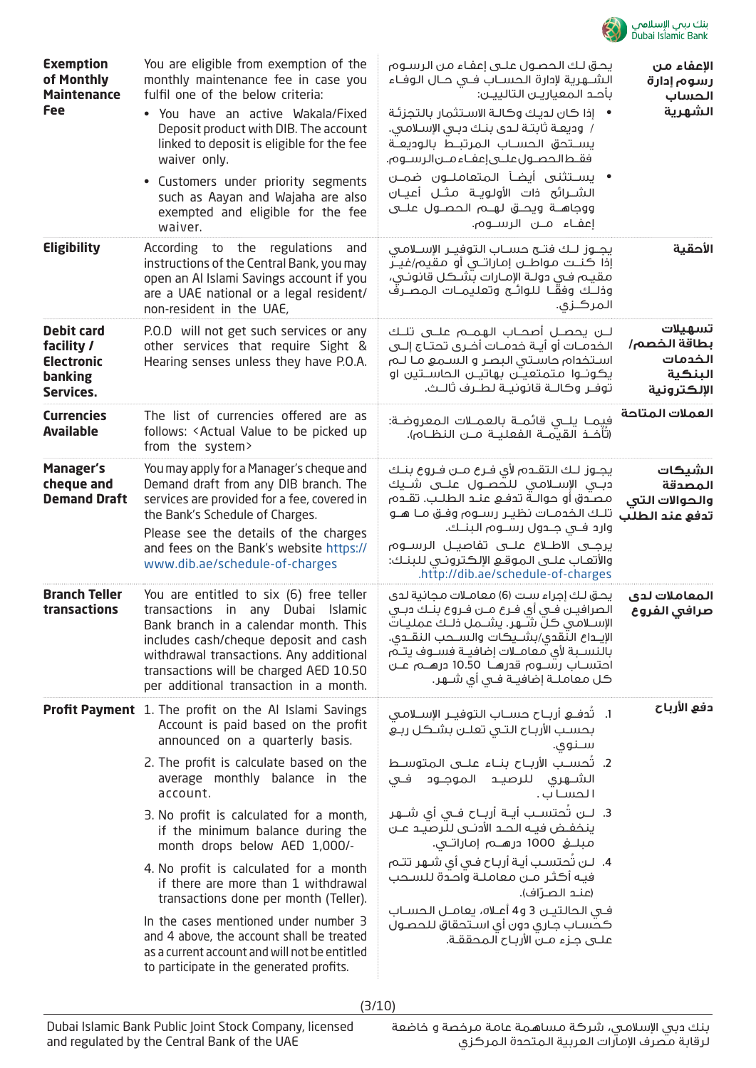| | | | |
|---|---|---|---|
| **Exemption of Monthly Maintenance Fee** | You are eligible from exemption of the monthly maintenance fee in case you fulfil one of the below criteria:<br>• You have an active Wakala/Fixed Deposit product with DIB. The account linked to deposit is eligible for the fee waiver only.<br>• Customers under priority segments such as Aayan and Wajaha are also exempted and eligible for the fee waiver. | يحـق لـك الحصـول علـى إعفـاء من الرسـوم الشـهرية لإدارة الحسـاب فـي حـال الوفـاء بأحـد المعياريـن التالييـن:<br>• إذا كان لديـك وكالـة الاسـتثمار بالتجزئـة / وديعـة ثابتـة لـدى بنـك دبـي الإسـلامي. يسـتحق الحسـاب المرتبـط بالوديعـة فقـط الحصـول علـى إعفـاء مـن الرسـوم.<br>• يسـتثنى أيضـاً المتعاملـون ضمـن الشـرائح ذات الأولويـة مثـل أعيـان ووجاهـة ويحـق لهـم الحصـول علـى إعفـاء مـن الرسـوم. | **الإعفاء من رسوم إدارة الحساب الشهرية** |
| **Eligibility** | According to the regulations and instructions of the Central Bank, you may open an Al Islami Savings account if you are a UAE national or a legal resident/ non-resident in the UAE, | يجـوز لـك فتـح حسـاب التوفيـر الإسـلامي إذا كنـت مواطـن إماراتـي أو مقيـم/غيـر مقيـم فـي دولـة الإمـارات بشـكل قانونـي، وذلـك وفقـاً للوائـح وتعليمـات المصـرف المركـزي. | **الأحقية** |
| **Debit card facility / Electronic banking Services.** | P.O.D will not get such services or any other services that require Sight & Hearing senses unless they have P.O.A. | لـن يحصـل أصحـاب الهمـم علـى تلـك الخدمـات أو أيـة خدمـات أخـرى تحتـاج إلـى استخدام حاسـتي البصـر و السـمع ما لـم يكونـوا متمتعيـن بهاتيـن الحاسـتين او توفـر وكالـة قانونيـة لطـرف ثالـث. | **تسهيلات بطاقة الخصم/ الخدمات البنكية الإلكترونية** |
| **Currencies Available** | The list of currencies offered are as follows: <Actual Value to be picked up from the system> | فيمـا يلـي قائمـة بالعمـلات المعروضـة: (تأخـذ القيمـة الفعليـة مـن النظـام). | **العملات المتاحة** |
| **Manager's cheque and Demand Draft** | You may apply for a Manager's cheque and Demand draft from any DIB branch. The services are provided for a fee, covered in the Bank's Schedule of Charges.<br>Please see the details of the charges and fees on the Bank's website https://www.dib.ae/schedule-of-charges | يجـوز لـك التقـدم لأي فـرع مـن فـروع بنـك دبـي الإسـلامي للحصـول علـى شـيك مصـدق أو حوالـة تدفـع عنـد الطلـب. تقـدم تلـك الخدمـات نظيـر رسـوم وفـق مـا هـو وارد فـي جـدول رسـوم البنـك.<br>يرجـى الاطـلاع علـى تفاصيـل الرسـوم والأتعـاب علـى الموقـع الإلكترونـي للبنـك: http://dib.ae/schedule-of-charges. | **الشيكات المصدقة والحوالات التي تدفع عند الطلب** |
| **Branch Teller transactions** | You are entitled to six (6) free teller transactions in any Dubai Islamic Bank branch in a calendar month. This includes cash/cheque deposit and cash withdrawal transactions. Any additional transactions will be charged AED 10.50 per additional transaction in a month. | يحـق لـك إجـراء سـت (6) معامـلات مجانيـة لـدى الصرافيـن فـي أي فـرع مـن فـروع بنـك دبـي الإسـلامي كـل شـهر. يشـمل ذلـك عمليـات الإيـداع النقـدي/بشـيكات والسـحب النقـدي. بالنسـبة لأي معامـلات إضافيـة فسـوف يتـم احتسـاب رسـوم قدرهـا 10.50 درهـم عـن كـل معاملـة إضافيـة فـي أي شـهر. | **المعاملات لدى صرافي الفروع** |
| **Profit Payment** | 1. The profit on the Al Islami Savings Account is paid based on the profit announced on a quarterly basis.<br>2. The profit is calculate based on the average monthly balance in the account.<br>3. No profit is calculated for a month, if the minimum balance during the month drops below AED 1,000/-<br>4. No profit is calculated for a month if there are more than 1 withdrawal transactions done per month (Teller).<br>In the cases mentioned under number 3 and 4 above, the account shall be treated as a current account and will not be entitled to participate in the generated profits. | 1. تُدفـع أربـاح حسـاب التوفيـر الإسـلامي بحسـب الأربـاح التـي تعلـن بشـكل ربـع سـنوي.<br>2. تُحسـب الأربـاح بنـاء علـى المتوسـط الشـهري للرصيـد الموجـود فـي الحسـاب.<br>3. لـن تُحتسـب أيـة أربـاح فـي أي شـهر ينخفـض فيـه الحـد الأدنـى للرصيـد عـن مبلـغ 1000 درهـم إماراتـي.<br>4. لـن تُحتسـب أيـة أربـاح فـي أي شـهر تتـم فيـه أكثـر مـن معاملـة واحـدة للسـحب (عنـد الصـرّاف).<br>فـي الحالتيـن 3 و4 أعـلاه، يعامـل الحسـاب كحسـاب جـاري دون أي اسـتحقاق للحصـول علـى جـزء مـن الأربـاح المحققـة. | **دفع الأرباح** |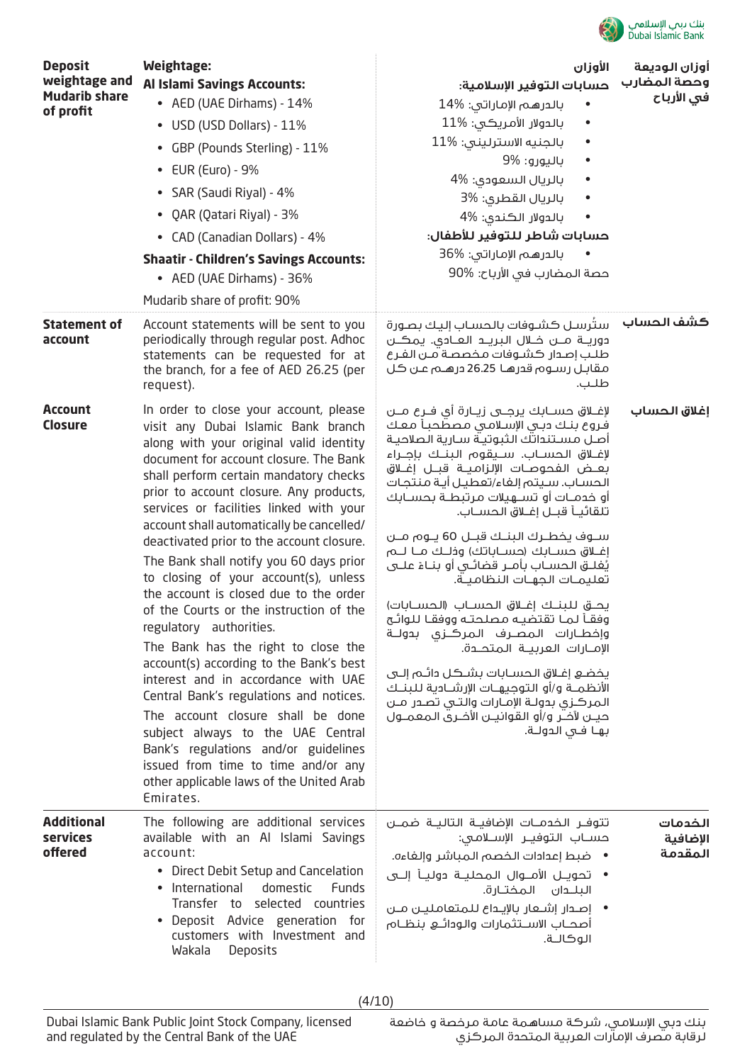| | | | |
|---|---|---|---|
| **Deposit weightage and Mudarib share of profit** | **Weightage:**<br>**Al Islami Savings Accounts:**<br>• AED (UAE Dirhams) - 14%<br>• USD (USD Dollars) - 11%<br>• GBP (Pounds Sterling) - 11%<br>• EUR (Euro) - 9%<br>• SAR (Saudi Riyal) - 4%<br>• QAR (Qatari Riyal) - 3%<br>• CAD (Canadian Dollars) - 4%<br>**Shaatir - Children's Savings Accounts:**<br>• AED (UAE Dirhams) - 36%<br>Mudarib share of profit: 90% | **الأوزان**<br>**حسابات التوفير الإسلامية:**<br>• بالدرهم الإماراتي: 14%<br>• بالدولار الأمريكي: 11%<br>• بالجنيه الاسترليني: 11%<br>• باليورو: 9%<br>• بالريال السعودي: 4%<br>• بالريال القطري: 3%<br>• بالدولار الكندي: 4%<br>**حسابات شاطر للتوفير للأطفال:**<br>• بالدرهم الإماراتي: 36%<br>حصة المضارب في الأرباح: 90% | **أوزان الوديعة وحصة المضارب في الأرباح** |
| **Statement of account** | Account statements will be sent to you periodically through regular post. Adhoc statements can be requested for at the branch, for a fee of AED 26.25 (per request). | سترسل كشوفات بالحساب إليك بصورة دورية من خلال البريد العادي. يمكن طلب إصدار كشوفات مخصصة من الفرع مقابل رسوم قدرهم 26.25 درهم عن كل طلب. | **كشف الحساب** |
| **Account Closure** | In order to close your account, please visit any Dubai Islamic Bank branch along with your original valid identity document for account closure. The Bank shall perform certain mandatory checks prior to account closure. Any products, services or facilities linked with your account shall automatically be cancelled/deactivated prior to the account closure.<br>The Bank shall notify you 60 days prior to closing of your account(s), unless the account is closed due to the order of the Courts or the instruction of the regulatory authorities.<br>The Bank has the right to close the account(s) according to the Bank's best interest and in accordance with UAE Central Bank's regulations and notices.<br>The account closure shall be done subject always to the UAE Central Bank's regulations and/or guidelines issued from time to time and/or any other applicable laws of the United Arab Emirates. | لإغلاق حسابك يرجى زيارة أي فرع من فروع بنك دبي الإسلامي مصطحباً معك أصل مستنداتك الثبوتية سارية الصلاحية لإغلاق الحساب. سيقوم البنك بإجراء بعض الفحوصات الإلزامية قبل إغلاق الحساب. سيتم إلغاء/تعطيل أية منتجات أو خدمات أو تسهيلات مرتبطة بحسابك تلقائياً قبل إغلاق الحساب.<br>سوف يخطرك البنك قبل 60 يوم من إغلاق حسابك (حساباتك) وذلك ما لم يُغلق الحساب بأمر قضائي أو بناءً على تعليمات الجهات النظامية.<br>يحق للبنك إغلاق الحساب (الحسابات) وفقاً لما تقتضيه مصلحته ووفقاً للوائح وإخطارات المصرف المركزي بدولة الإمارات العربية المتحدة.<br>يخضع إغلاق الحسابات بشكل دائم إلى الأنظمة و/أو التوجيهات الإرشادية للبنك المركزي بدولة الإمارات والتي تصدر من حين لآخر و/أو القوانين الأخرى المعمول بها في الدولة. | **إغلاق الحساب** |
| **Additional services offered** | The following are additional services available with an Al Islami Savings account:<br>• Direct Debit Setup and Cancelation<br>• International domestic Funds Transfer to selected countries<br>• Deposit Advice generation for customers with Investment and Wakala Deposits | تتوفر الخدمات الإضافية التالية ضمن حساب التوفير الإسلامي:<br>• ضبط إعدادات الخصم المباشر وإلغاءه.<br>• تحويل الأموال المحلية دولياً إلى البلدان المختارة.<br>• إصدار إشعار بالإيداع للمتعاملين من أصحاب الاستثمارات والودائع بنظام الوكالة. | **الخدمات الإضافية المقدمة** |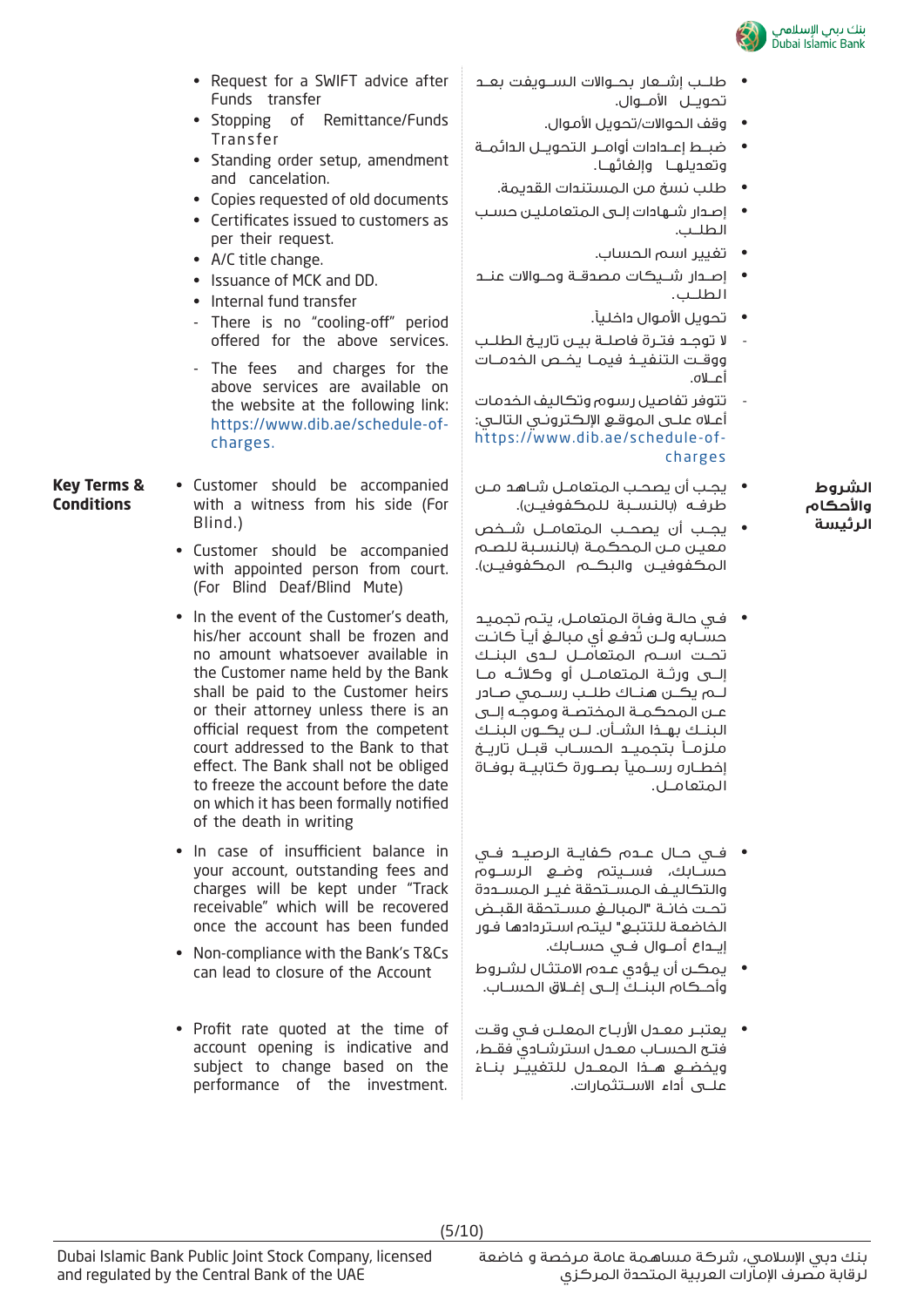- Request for a SWIFT advice after Funds transfer
- Stopping of Remittance/Funds Transfer
- Standing order setup, amendment and cancelation.
- Copies requested of old documents
- Certificates issued to customers as per their request.
- A/C title change.
- Issuance of MCK and DD.
- Internal fund transfer

- There is no "cooling-off" period offered for the above services.
- The fees and charges for the above services are available on the website at the following link: https://www.dib.ae/schedule-of-charges.

- طلب إشعار بحوالات السويفت بعد تحويل الأموال.
- وقف الحوالات/تحويل الأموال.
- ضبط إعدادات أوامر التحويل الدائمة وتعديلها وإلغائها.
- طلب نسخ من المستندات القديمة.
- إصدار شهادات إلى المتعاملين حسب الطلب.
- تغيير اسم الحساب.
- إصدار شيكات مصدقة وحوالات عند الطلب.
- تحويل الأموال داخلياً.

- لا توجد فترة فاصلة بين تاريخ الطلب ووقت التنفيذ فيما يخص الخدمات أعلاه.
- تتوفر تفاصيل رسوم وتكاليف الخدمات أعلاه على الموقع الإلكتروني التالي: https://www.dib.ae/schedule-of-charges

**Key Terms & Conditions**

- Customer should be accompanied with a witness from his side (For Blind.)
- Customer should be accompanied with appointed person from court. (For Blind Deaf/Blind Mute)
- In the event of the Customer's death, his/her account shall be frozen and no amount whatsoever available in the Customer name held by the Bank shall be paid to the Customer heirs or their attorney unless there is an official request from the competent court addressed to the Bank to that effect. The Bank shall not be obliged to freeze the account before the date on which it has been formally notified of the death in writing
- In case of insufficient balance in your account, outstanding fees and charges will be kept under "Track receivable" which will be recovered once the account has been funded
- Non-compliance with the Bank's T&Cs can lead to closure of the Account
- Profit rate quoted at the time of account opening is indicative and subject to change based on the performance of the investment.

**الشروط والأحكام الرئيسة**

- يجب أن يصحب المتعامل شاهد من طرفه (بالنسبة للمكفوفين).
- يجب أن يصحب المتعامل شخص معين من المحكمة (بالنسبة للصم المكفوفين والبكم المكفوفين).
- في حالة وفاة المتعامل، يتم تجميد حسابه ولن تُدفع أي مبالغ أياً كانت تحت اسم المتعامل لدى البنك إلى ورثة المتعامل أو وكلائه ما لم يكن هناك طلب رسمي صادر عن المحكمة المختصة وموجه إلى البنك بهذا الشأن. لن يكون البنك ملزماً بتجميد الحساب قبل تاريخ إخطاره رسمياً بصورة كتابية بوفاة المتعامل.
- في حال عدم كفاية الرصيد في حسابك، فسيتم وضع الرسوم والتكاليف المستحقة غير المسددة تحت خانة "المبالغ مستحقة القبض الخاضعة للتتبع" ليتم استردادها فور إيداع أموال في حسابك.
- يمكن أن يؤدي عدم الامتثال لشروط وأحكام البنك إلى إغلاق الحساب.
- يعتبر معدل الأرباح المعلن في وقت فتح الحساب معدل استرشادي فقط، ويخضع هذا المعدل للتغيير بناء على أداء الاستثمارات.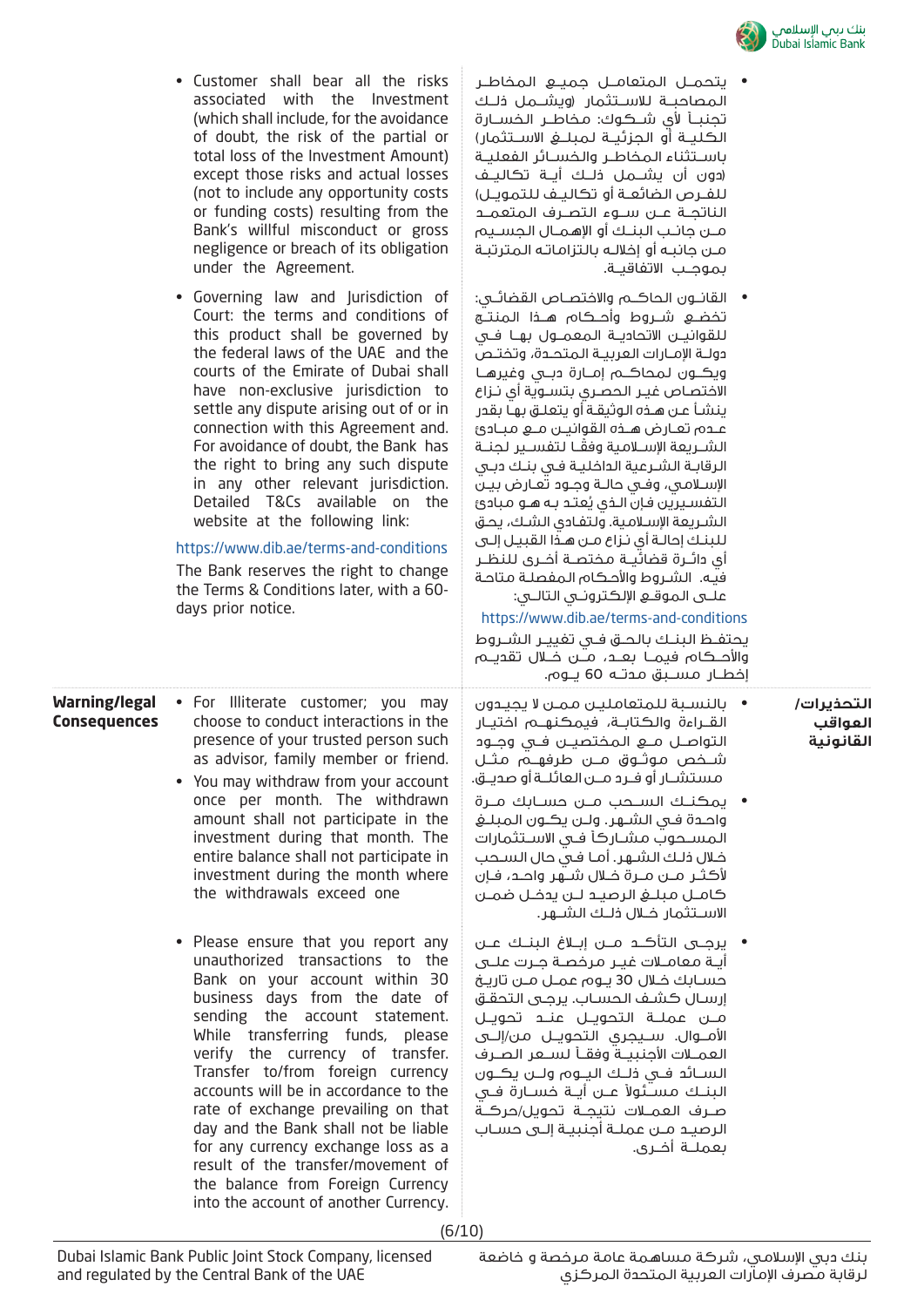| | | | |
|---|---|---|---|
| | • Customer shall bear all the risks associated with the Investment (which shall include, for the avoidance of doubt, the risk of the partial or total loss of the Investment Amount) except those risks and actual losses (not to include any opportunity costs or funding costs) resulting from the Bank's willful misconduct or gross negligence or breach of its obligation under the Agreement.<br><br>• Governing law and Jurisdiction of Court: the terms and conditions of this product shall be governed by the federal laws of the UAE and the courts of the Emirate of Dubai shall have non-exclusive jurisdiction to settle any dispute arising out of or in connection with this Agreement and. For avoidance of doubt, the Bank has the right to bring any such dispute in any other relevant jurisdiction. Detailed T&Cs available on the website at the following link:<br><br>https://www.dib.ae/terms-and-conditions<br><br>The Bank reserves the right to change the Terms & Conditions later, with a 60-days prior notice. | • يتحمل المتعامل جميع المخاطر المصاحبة للاستثمار (ويشمل ذلك تجنباً لأي شكوك: مخاطر الخسارة الكلية أو الجزئية لمبلغ الاستثمار) باستثناء المخاطر والخسائر الفعلية (دون أن يشمل ذلك أية تكاليف للفرص الضائعة أو تكاليف للتمويل) الناتجة عن سوء التصرف المتعمد من جانب البنك أو الإهمال الجسيم من جانبه أو إخلاله بالتزاماته المترتبة بموجب الاتفاقية.<br><br>• القانون الحاكم والاختصاص القضائي: تخضع شروط وأحكام هذا المنتج للقوانين الاتحادية المعمول بها في دولة الإمارات العربية المتحدة، وتختص ويكون لمحاكم إمارة دبي وغيرها الاختصاص غير الحصري بتسوية أي نزاع ينشأ عن هذه الوثيقة أو يتعلق بها بقدر عدم تعارض هذه القوانين مع مبادئ الشريعة الإسلامية وفقاً لتفسير لجنة الرقابة الشرعية الداخلية في بنك دبي الإسلامي، وفي حالة وجود تعارض بين التفسيرين فإن الذي يُعتد به هو مبادئ الشريعة الإسلامية. ولتفادي الشك، يحق للبنك إحالة أي نزاع من هذا القبيل إلى أي دائرة قضائية مختصة أخرى للنظر فيه. الشروط والأحكام المفصلة متاحة على الموقع الإلكتروني التالي:<br><br>https://www.dib.ae/terms-and-conditions<br><br>يحتفظ البنك بالحق في تغيير الشروط والأحكام فيما بعد، من خلال تقديم إخطار مسبق مدته 60 يوم. | |
| **Warning/legal Consequences** | • For Illiterate customer; you may choose to conduct interactions in the presence of your trusted person such as advisor, family member or friend.<br><br>• You may withdraw from your account once per month. The withdrawn amount shall not participate in the investment during that month. The entire balance shall not participate in investment during the month where the withdrawals exceed one<br><br>• Please ensure that you report any unauthorized transactions to the Bank on your account within 30 business days from the date of sending the account statement. While transferring funds, please verify the currency of transfer. Transfer to/from foreign currency accounts will be in accordance to the rate of exchange prevailing on that day and the Bank shall not be liable for any currency exchange loss as a result of the transfer/movement of the balance from Foreign Currency into the account of another Currency. | • بالنسبة للمتعاملين ممن لا يجيدون القراءة والكتابة، فيمكنهم اختيار التواصل مع المختصين في وجود شخص موثوق من طرفهم مثل مستشار أو فرد من العائلة أو صديق.<br><br>• يمكنك السحب من حسابك مرة واحدة في الشهر. ولن يكون المبلغ المسحوب مشاركاً في الاستثمارات خلال ذلك الشهر. أما في حال السحب لأكثر من مرة خلال شهر واحد، فإن كامل مبلغ الرصيد لن يدخل ضمن الاستثمار خلال ذلك الشهر.<br><br>• يرجى التأكد من إبلاغ البنك عن أية معاملات غير مرخصة جرت على حسابك خلال 30 يوم عمل من تاريخ إرسال كشف الحساب. يرجى التحقق من عملة التحويل عند تحويل الأموال. سيجري التحويل من/إلى العملات الأجنبية وفقاً لسعر الصرف السائد في ذلك اليوم ولن يكون البنك مسئولاً عن أية خسارة في صرف العملات نتيجة تحويل/حركة الرصيد من عملة أجنبية إلى حساب بعملة أخرى. | **التحذيرات/ العواقب القانونية** |

Dubai Islamic Bank Public Joint Stock Company, licensed and regulated by the Central Bank of the UAE

بنك دبي الإسلامي، شركة مساهمة عامة مرخصة و خاضعة لرقابة مصرف الإمارات العربية المتحدة المركزي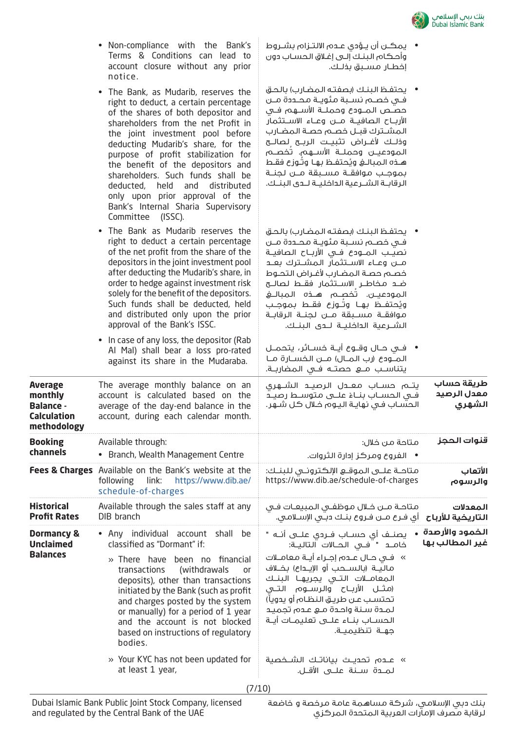| | | | |
|---|---|---|---|
| | • Non-compliance with the Bank's Terms & Conditions can lead to account closure without any prior notice.<br>• The Bank, as Mudarib, reserves the right to deduct, a certain percentage of the shares of both depositor and shareholders from the net Profit in the joint investment pool before deducting Mudarib's share, for the purpose of profit stabilization for the benefit of the depositors and shareholders. Such funds shall be deducted, held and distributed only upon prior approval of the Bank's Internal Sharia Supervisory Committee (ISSC).<br>• The Bank as Mudarib reserves the right to deduct a certain percentage of the net profit from the share of the depositors in the joint investment pool after deducting the Mudarib's share, in order to hedge against investment risk solely for the benefit of the depositors. Such funds shall be deducted, held and distributed only upon the prior approval of the Bank's ISSC.<br>• In case of any loss, the depositor (Rab Al Mal) shall bear a loss pro-rated against its share in the Mudaraba. | • يمكـن أن يـؤدي عـدم الالتـزام بشـروط وأحكام البنـك إلـى إغلاق الحسـاب دون إخطـار مسـبق بذلـك.<br>• يحتفـظ البنـك (بصفتـه المضـارب) بالحـق فـي خصـم نسـبة مئويـة محـددة مـن حصـص المـودع وحملـة الأسـهم فـي الأربـاح الصافيـة مـن وعـاء الاسـتثمار المشـترك قبـل خصـم حصـة المضـارب وذلـك لأغـراض تثبيـت الربـح لصالـح المودعيـن وحملـة الأسـهم. تُخصـم هـذه المبالـغ ويُحتفـظ بهـا وتُـوزع فقـط بموجـب موافقـة مسـبقة مـن لجنـة الرقابـة الشـرعية الداخليـة لـدى البنـك.<br>• يحتفـظ البنـك (بصفتـه المضـارب) بالحـق فـي خصـم نسـبة مئويـة محـددة مـن نصيـب المـودع فـي الأربـاح الصافيـة مـن وعـاء الاسـتثمار المشـترك بعـد خصـم حصـة المضـارب لأغـراض التحـوط ضـد مخاطـر الاسـتثمار فقـط لصالـح المودعيـن. تُخصـم هـذه المبالـغ ويُحتفـظ بهـا وتُـوزع فقـط بموجـب موافقـة مسـبقة مـن لجنـة الرقابـة الشـرعية الداخليـة لـدى البنـك.<br>• فـي حـال وقـوع أيـة خسـائر، يتحمـل المـودع (رب المـال) مـن الخسـارة مـا يتناسـب مـع حصتـه فـي المضاربـة. | |
| **Average monthly Balance - Calculation methodology** | The average monthly balance on an account is calculated based on the average of the day-end balance in the account, during each calendar month. | يتـم حسـاب معـدل الرصيـد الشـهري فـي الحسـاب بنـاءً علـى متوسـط رصيـد الحسـاب فـي نهايـة اليـوم خـلال كل شـهر. | **طريقة حساب معدل الرصيد الشهري** |
| **Booking channels** | Available through:<br>• Branch, Wealth Management Centre | متاحة من خلال:<br>• الفروع ومركز إدارة الثروات. | **قنوات الحجز** |
| **Fees & Charges** | Available on the Bank's website at the following link: https://www.dib.ae/schedule-of-charges | متاحـة علـى الموقـع الإلكترونـي للبنـك: https://www.dib.ae/schedule-of-charges | **الأتعاب والرسوم** |
| **Historical Profit Rates** | Available through the sales staff at any DIB branch | متاحـة مـن خـلال موظفـي المبيعـات فـي أي فـرع مـن فـروع بنـك دبـي الإسـلامي. | **المعدلات التاريخية للأرباح** |
| **Dormancy & Unclaimed Balances** | • Any individual account shall be classified as "Dormant" if:<br>» There have been no financial transactions (withdrawals or deposits), other than transactions initiated by the Bank (such as profit and charges posted by the system or manually) for a period of 1 year and the account is not blocked based on instructions of regulatory bodies.<br>» Your KYC has not been updated for at least 1 year, | • يصنـف أي حسـاب فـردي علـى أنـه " خامـد " فـي الحـالات التاليـة:<br>» فـي حـال عـدم إجـراء أيـة معامـلات ماليـة (بالسـحب أو الإيـداع) بخـلاف المعامـلات التـي يجريهـا البنـك (مثـل الأربـاح والرسـوم التـي تحتسـب عـن طريـق النظـام أو يدويا) لمـدة سـنة واحـدة مـع عـدم تجميـد الحسـاب بنـاء علـى تعليمـات أيـة جهـة تنظيميـة.<br>» عـدم تحديـث بياناتـك الشـخصية لمـدة سـنة علـى الأقـل. | **الخمود والأرصدة غير المطالب بها** |

Dubai Islamic Bank Public Joint Stock Company, licensed and regulated by the Central Bank of the UAE

بنك دبي الإسلامي، شركة مساهمة عامة مرخصة و خاضعة لرقابة مصرف الإمارات العربية المتحدة المركزي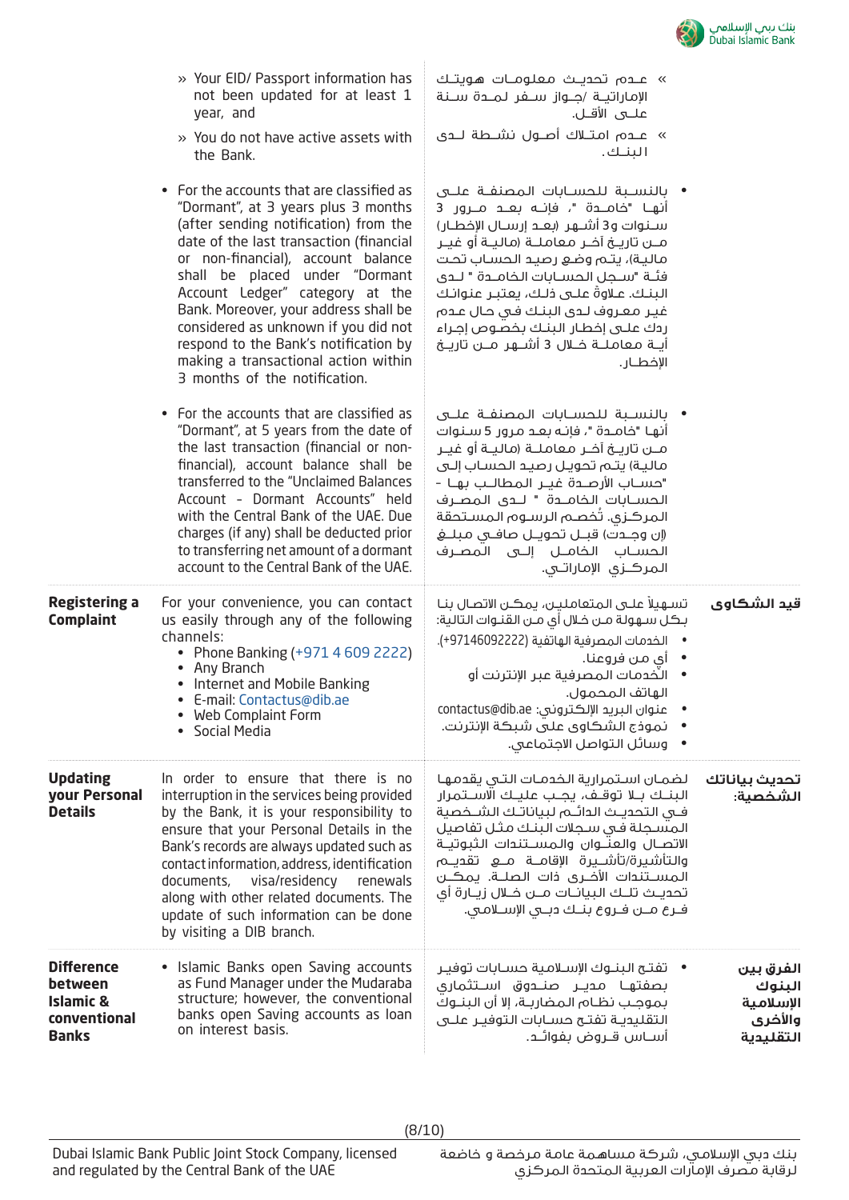| | | | |
|---|---|---|---|
| | » Your EID/ Passport information has not been updated for at least 1 year, and<br>» You do not have active assets with the Bank.<br><br>• For the accounts that are classified as "Dormant", at 3 years plus 3 months (after sending notification) from the date of the last transaction (financial or non-financial), account balance shall be placed under "Dormant Account Ledger" category at the Bank. Moreover, your address shall be considered as unknown if you did not respond to the Bank's notification by making a transactional action within 3 months of the notification.<br><br>• For the accounts that are classified as "Dormant", at 5 years from the date of the last transaction (financial or non-financial), account balance shall be transferred to the "Unclaimed Balances Account - Dormant Accounts" held with the Central Bank of the UAE. Due charges (if any) shall be deducted prior to transferring net amount of a dormant account to the Central Bank of the UAE. | » عـدم تحديـث معلومـات هويتـك الإماراتيـة /جـواز سـفر لـمدة سـنة علـى الأقـل.<br>» عـدم امتـلاك أصـول نشـطة لـدى البنـك.<br><br>• بالنسـبة للحسـابات المصنفـة علـى أنهـا "خامـدة "، فإنـه بعـد مـرور 3 سـنوات و3 أشـهر (بعـد إرسـال الإخطار) مـن تاريـخ آخـر معاملـة (ماليـة أو غيـر ماليـة)، يتـم وضـع رصيـد الحسـاب تحـت فئـة "سـجل الحسـابات الخامـدة " لـدى البنـك. عـلاوة علـى ذلـك، يعتبـر عنوانـك غيـر معـروف لـدى البنـك فـي حـال عـدم ردك علـى إخطـار البنـك بخصـوص إجـراء أيـة معاملـة خـلال 3 أشـهر مـن تاريـخ الإخطـار.<br><br>• بالنسـبة للحسـابات المصنفـة علـى أنهـا "خامـدة "، فإنـه بعـد مـرور 5 سـنوات مـن تاريـخ آخـر معاملـة (ماليـة أو غيـر ماليـة) يتـم تحويـل رصيـد الحسـاب إلـى "حسـاب الأرصـدة غيـر المطالـب بهـا - الحسـابات الخامـدة " لـدى المصـرف المركـزي. تُخصـم الرسـوم المسـتحقة (إن وجـدت) قبـل تحويـل صافـي مبلـغ الحسـاب الخامـل إلـى المصـرف المركـزي الإماراتـي. | |
| **Registering a Complaint** | For your convenience, you can contact us easily through any of the following channels:<br>• Phone Banking (+971 4 609 2222)<br>• Any Branch<br>• Internet and Mobile Banking<br>• E-mail: Contactus@dib.ae<br>• Web Complaint Form<br>• Social Media | تسـهيلاً علـى المتعامليـن، يمكـن الاتصال بنا بـكل سـهولة مـن خلال أي مـن القنـوات التاليـة:<br>• الخدمات المصرفية الهاتفية (+97146092222).<br>• أي من فروعنا.<br>• الخدمات المصرفية عبر الإنترنت أو الهاتف المحمول.<br>• عنوان البريد الإلكتروني: contactus@dib.ae<br>• نموذج الشكاوى على شبكة الإنترنت.<br>• وسائل التواصل الاجتماعي. | **قيد الشكاوى** |
| **Updating your Personal Details** | In order to ensure that there is no interruption in the services being provided by the Bank, it is your responsibility to ensure that your Personal Details in the Bank's records are always updated such as contact information, address, identification documents, visa/residency renewals along with other related documents. The update of such information can be done by visiting a DIB branch. | لضمـان اسـتمرارية الخدمـات التـي يقدمهـا البنـك بـلا توقـف، يجـب عليـك الاسـتمرار فـي التحديـث الدائـم لبيانـاتـك الشـخصية المسـجلة فـي سـجلات البنـك مثـل تفاصيل الاتصـال والعنـوان والمسـتندات الثبوتيـة والتأشـيرة/تأشـيرة الإقامـة مـع تقديـم المسـتندات الأخـرى ذات الصلـة. يمكـن تحديـث تلـك البيانـات مـن خـلال زيـارة أي فـرع مـن فـروع بنـك دبـي الإسـلامي. | **تحديث بياناتك الشخصية:** |
| **Difference between Islamic & conventional Banks** | • Islamic Banks open Saving accounts as Fund Manager under the Mudaraba structure; however, the conventional banks open Saving accounts as loan on interest basis. | • تفتـح البنـوك الإسـلامية حسـابات توفيـر بصفتهـا مديـر صنـدوق اسـتثماري بموجـب نظـام المضاربـة، إلا أن البنـوك التقليديـة تفتـح حسـابات التوفيـر علـى أسـاس قـروض بفوائـد. | **الفرق بين البنوك الإسلامية والأخرى التقليدية** |

Dubai Islamic Bank Public Joint Stock Company, licensed and regulated by the Central Bank of the UAE

بنك دبي الإسلامي، شركة مساهمة عامة مرخصة و خاضعة لرقابة مصرف الإمارات العربية المتحدة المركزي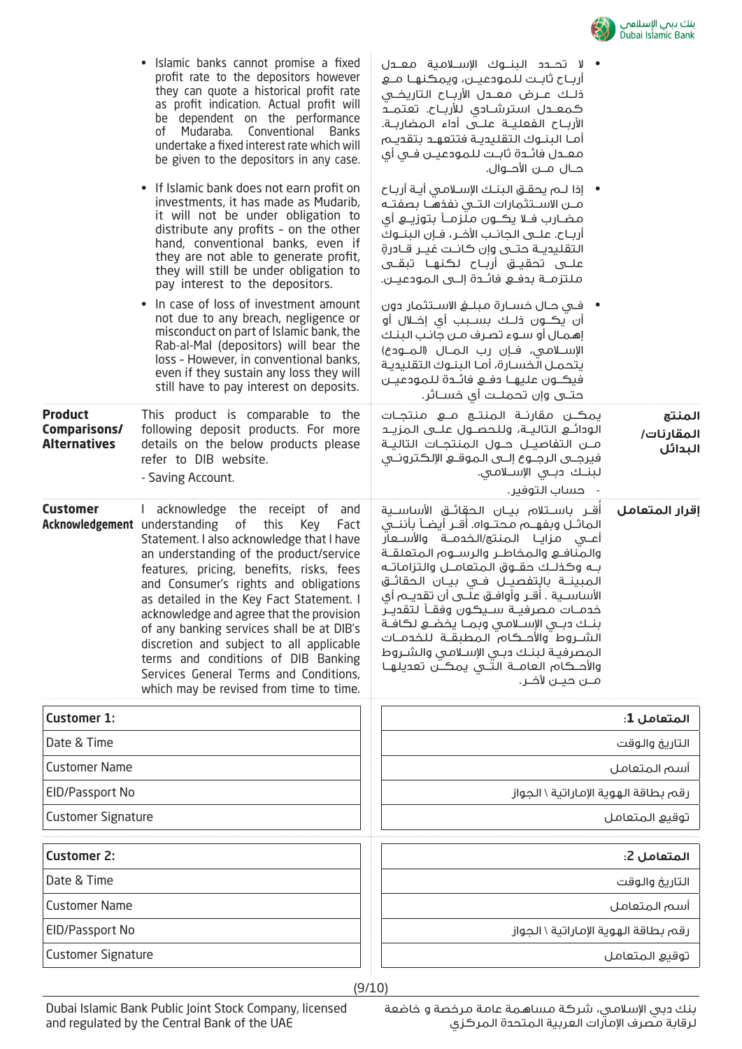| | | | |
|---|---|---|---|
| | • Islamic banks cannot promise a fixed profit rate to the depositors however they can quote a historical profit rate as profit indication. Actual profit will be dependent on the performance of Mudaraba. Conventional Banks undertake a fixed interest rate which will be given to the depositors in any case.<br>• If Islamic bank does not earn profit on investments, it has made as Mudarib, it will not be under obligation to distribute any profits - on the other hand, conventional banks, even if they are not able to generate profit, they will still be under obligation to pay interest to the depositors.<br>• In case of loss of investment amount not due to any breach, negligence or misconduct on part of Islamic bank, the Rab-al-Mal (depositors) will bear the loss - However, in conventional banks, even if they sustain any loss they will still have to pay interest on deposits. | • لا تحدد البنوك الإسلامية معدل أرباح ثابت للمودعين، ويمكنها مع ذلك عرض معدل الأرباح التاريخي كمعدل استرشادي للأرباح. تعتمد الأرباح الفعلية على أداء المضاربة. أما البنوك التقليدية فتتعهد بتقديم معدل فائدة ثابت للمودعين في أي حال من الأحوال.<br>• إذا لم يحقق البنك الإسلامي أية أرباح من الاستثمارات التي نفذها بصفته مضارب فلا يكون ملزماً بتوزيع أي أرباح. على الجانب الآخر، فإن البنوك التقليدية حتى وإن كانت غير قادرة على تحقيق أرباح لكنها تبقى ملتزمة بدفع فائدة إلى المودعين.<br>• في حال خسارة مبلغ الاستثمار دون أن يكون ذلك بسبب أي إخلال أو إهمال أو سوء تصرف من جانب البنك الإسلامي، فإن رب المال (المودع) يتحمل الخسارة، أما البنوك التقليدية فيكون عليها دفع فائدة للمودعين حتى وإن تحملت أي خسائر. | |
| **Product Comparisons/ Alternatives** | This product is comparable to the following deposit products. For more details on the below products please refer to DIB website.<br>- Saving Account. | يمكن مقارنة المنتج مع منتجات الودائع التالية، وللحصول على المزيد من التفاصيل حول المنتجات التالية فيرجى الرجوع إلى الموقع الإلكتروني لبنك دبي الإسلامي.<br>- حساب التوفير. | **المنتج المقارنات/ البدائل** |
| **Customer Acknowledgement** | I acknowledge the receipt of and understanding of this Key Fact Statement. I also acknowledge that I have an understanding of the product/service features, pricing, benefits, risks, fees and Consumer's rights and obligations as detailed in the Key Fact Statement. I acknowledge and agree that the provision of any banking services shall be at DIB's discretion and subject to all applicable terms and conditions of DIB Banking Services General Terms and Conditions, which may be revised from time to time. | أقر باستلام بيان الحقائق الأساسية الماثل وبفهم محتواه. أقر أيضاً بأنني أعي مزايا المنتج/الخدمة والأسعار والمنافع والمخاطر والرسوم المتعلقة به وكذلك حقوق المتعامل والتزاماته المبينة بالتفصيل في بيان الحقائق الأساسية . أقر وأوافق على أن تقديم أي خدمات مصرفية سيكون وفقاً لتقدير بنك دبي الإسلامي وبما يخضع لكافة الشروط والأحكام المطبقة للخدمات المصرفية لبنك دبي الإسلامي والشروط والأحكام العامة التي يمكن تعديلها من حين لآخر. | **إقرار المتعامل** |

| **Customer 1:** | **المتعامل 1:** |
|---|---|
| Date & Time | التاريخ والوقت |
| Customer Name | أسم المتعامل |
| EID/Passport No | رقم بطاقة الهوية الإماراتية \ الجواز |
| Customer Signature | توقيع المتعامل |

| **Customer 2:** | **المتعامل 2:** |
|---|---|
| Date & Time | التاريخ والوقت |
| Customer Name | أسم المتعامل |
| EID/Passport No | رقم بطاقة الهوية الإماراتية \ الجواز |
| Customer Signature | توقيع المتعامل |

Dubai Islamic Bank Public Joint Stock Company, licensed and regulated by the Central Bank of the UAE

بنك دبي الإسلامي، شركة مساهمة عامة مرخصة و خاضعة لرقابة مصرف الإمارات العربية المتحدة المركزي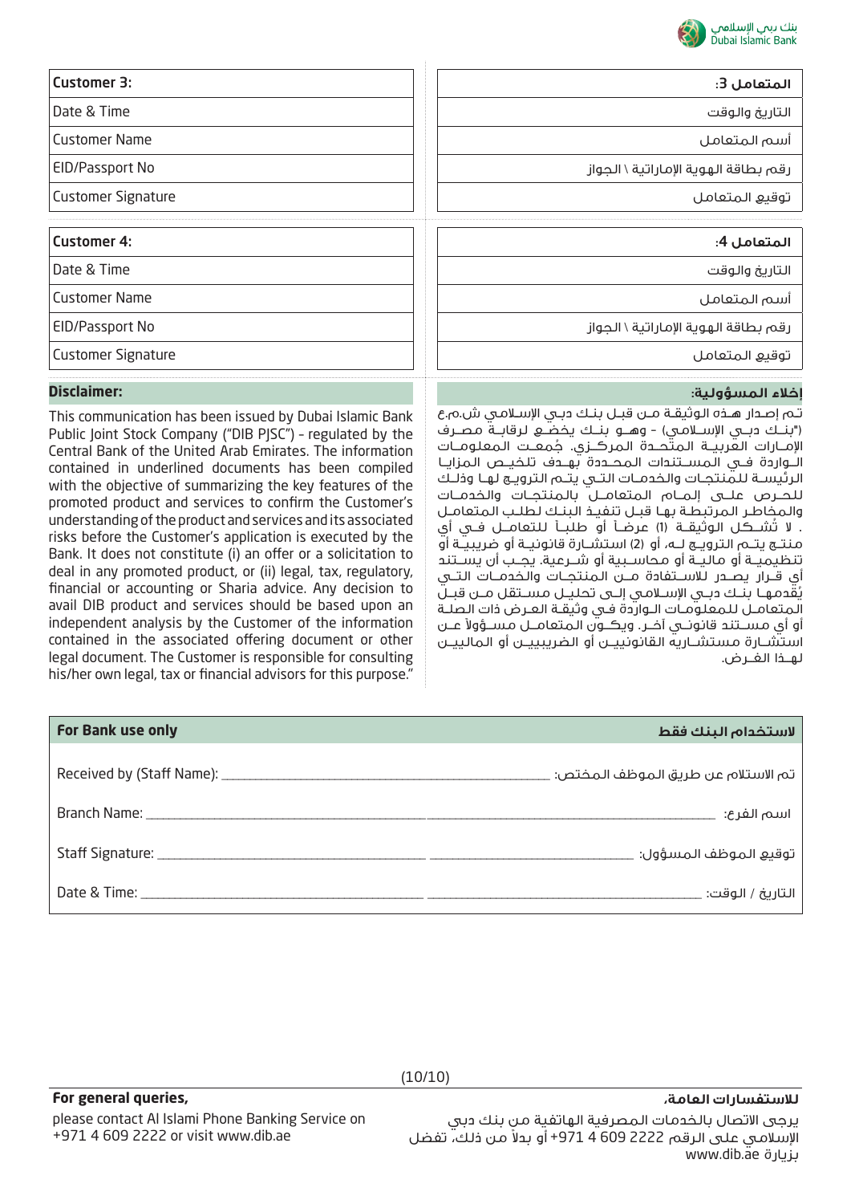| Customer 3: | المتعامل 3: |
|---|---|
| Date & Time | التاريخ والوقت |
| Customer Name | أسم المتعامل |
| EID/Passport No | رقم بطاقة الهوية الإماراتية \ الجواز |
| Customer Signature | توقيع المتعامل |

| Customer 4: | المتعامل 4: |
|---|---|
| Date & Time | التاريخ والوقت |
| Customer Name | أسم المتعامل |
| EID/Passport No | رقم بطاقة الهوية الإماراتية \ الجواز |
| Customer Signature | توقيع المتعامل |

**Disclaimer:**

This communication has been issued by Dubai Islamic Bank Public Joint Stock Company ("DIB PJSC") - regulated by the Central Bank of the United Arab Emirates. The information contained in underlined documents has been compiled with the objective of summarizing the key features of the promoted product and services to confirm the Customer's understanding of the product and services and its associated risks before the Customer's application is executed by the Bank. It does not constitute (i) an offer or a solicitation to deal in any promoted product, or (ii) legal, tax, regulatory, financial or accounting or Sharia advice. Any decision to avail DIB product and services should be based upon an independent analysis by the Customer of the information contained in the associated offering document or other legal document. The Customer is responsible for consulting his/her own legal, tax or financial advisors for this purpose."

**إخلاء المسؤولية:**

تـم إصدار هـذه الوثيقـة مـن قبـل بنـك دبـي الإسـلامي ش.م.ع ("بنـك دبـي الإسـلامي) - وهـو بنـك يخضـع لرقابـة مصـرف الإمـارات العربيـة المتحـدة المركـزي. جُمعـت المعلومـات الـواردة فـي المسـتندات المحـددة بهـدف تلخيـص المزايـا الرئيسـة للمنتجـات والخدمـات التـي يتـم الترويـج لهـا وذلـك للحـرص علـى إلمـام المتعامـل بالمنتجـات والخدمـات والمخاطـر المرتبطـة بها قبـل تنفيـذ البنـك لطلـب المتعامـل . لا تُشـكـل الوثيقـة (1) عرضـاً أو طلبـاً للتعامـل فـي أي منتـج يتـم الترويـج لـه، أو (2) استشـارة قانونيـة أو ضريبيـة أو تنظيميـة أو ماليـة أو محاسـبية أو شـرعية. يجـب أن يسـتند أي قـرار يصـدر للاسـتفادة مـن المنتجـات والخدمـات التـي يُقدمهـا بنـك دبـي الإسـلامي إلـى تحليـل مسـتقل مـن قبـل المتعامـل للمعلومـات الـواردة فـي وثيقـة العـرض ذات الصلـة أو أي مسـتند قانونـي آخـر. ويكـون المتعامـل مسـؤولاً عـن استشـارة مستشـاريه القانونييـن أو الضريبييـن أو الماليين لهـذا الغـرض.

| For Bank use only | لاستخدام البنك فقط |
|---|---|
| Received by (Staff Name): ______________ | تم الاستلام عن طريق الموظف المختص: ______________ |
| Branch Name: ______________ | اسم الفرع: ______________ |
| Staff Signature: ______________ | توقيع الموظف المسؤول: ______________ |
| Date & Time: ______________ | التاريخ / الوقت: ______________ |

**For general queries,**

please contact Al Islami Phone Banking Service on +971 4 609 2222 or visit www.dib.ae

**للاستفسارات العامة،**

يرجى الاتصال بالخدمات المصرفية الهاتفية من بنك دبي الإسلامي على الرقم 2222 609 4 971+ أو بدلاً من ذلك، تفضل بزيارة www.dib.ae